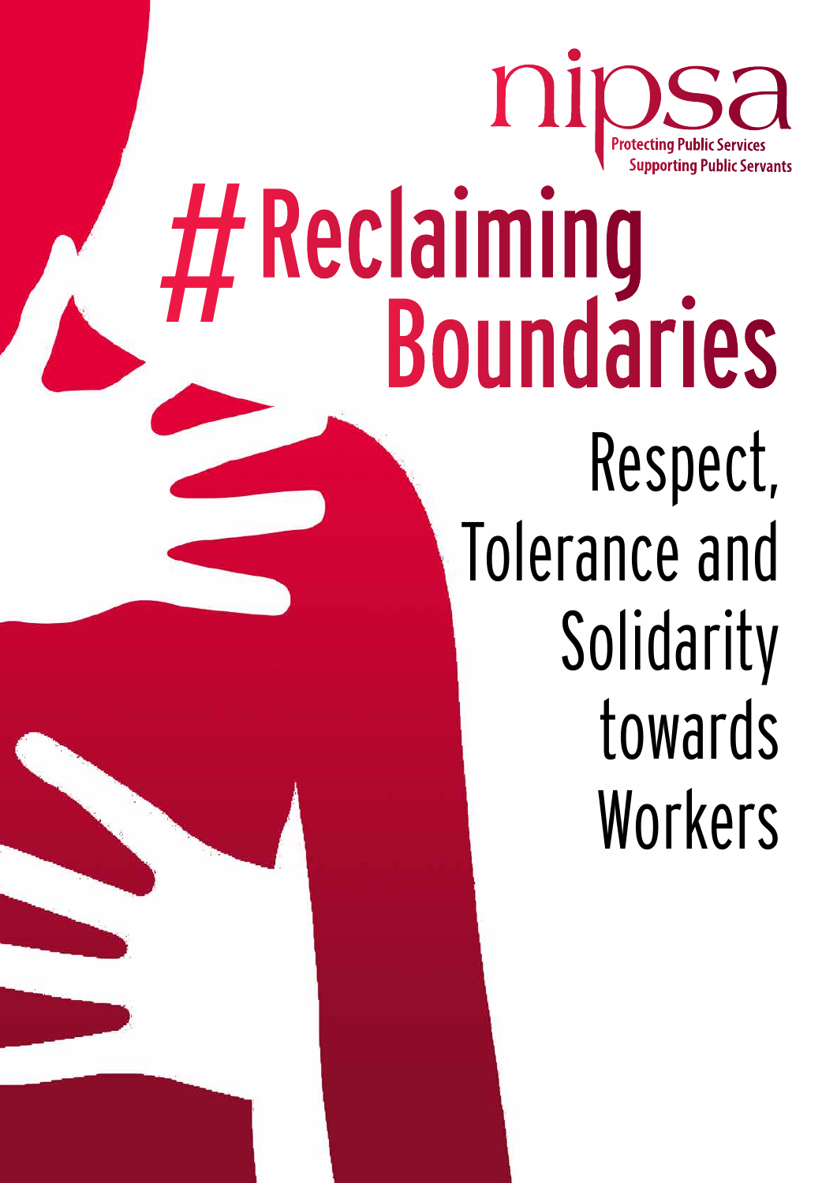nipsa

Protecting Public Services
Supporting Public Servants

# #Reclaiming Boundaries

## Respect, Tolerance and Solidarity towards Workers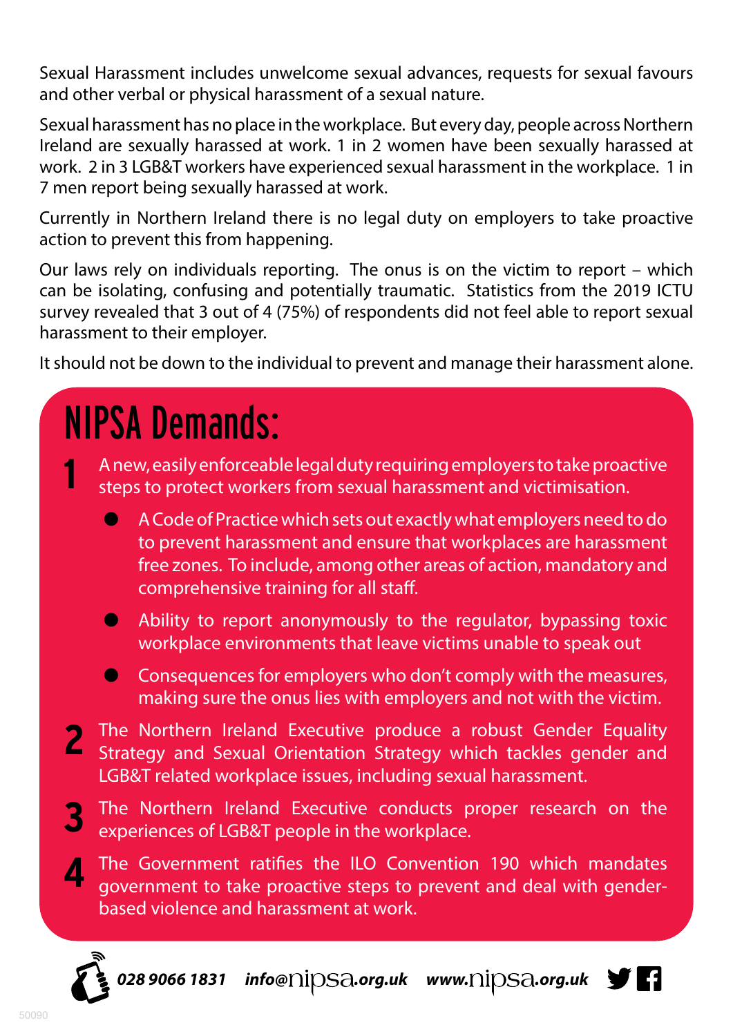Sexual Harassment includes unwelcome sexual advances, requests for sexual favours and other verbal or physical harassment of a sexual nature.

Sexual harassment has no place in the workplace. But every day, people across Northern Ireland are sexually harassed at work. 1 in 2 women have been sexually harassed at work. 2 in 3 LGB&T workers have experienced sexual harassment in the workplace. 1 in 7 men report being sexually harassed at work.

Currently in Northern Ireland there is no legal duty on employers to take proactive action to prevent this from happening.

Our laws rely on individuals reporting. The onus is on the victim to report – which can be isolating, confusing and potentially traumatic. Statistics from the 2019 ICTU survey revealed that 3 out of 4 (75%) of respondents did not feel able to report sexual harassment to their employer.

It should not be down to the individual to prevent and manage their harassment alone.

# NIPSA Demands:

1. A new, easily enforceable legal duty requiring employers to take proactive steps to protect workers from sexual harassment and victimisation.
   - A Code of Practice which sets out exactly what employers need to do to prevent harassment and ensure that workplaces are harassment free zones. To include, among other areas of action, mandatory and comprehensive training for all staff.
   - Ability to report anonymously to the regulator, bypassing toxic workplace environments that leave victims unable to speak out
   - Consequences for employers who don't comply with the measures, making sure the onus lies with employers and not with the victim.
2. The Northern Ireland Executive produce a robust Gender Equality Strategy and Sexual Orientation Strategy which tackles gender and LGB&T related workplace issues, including sexual harassment.
3. The Northern Ireland Executive conducts proper research on the experiences of LGB&T people in the workplace.
4. The Government ratifies the ILO Convention 190 which mandates government to take proactive steps to prevent and deal with gender-based violence and harassment at work.

*028 9066 1831* *info@nipsa.org.uk* *www.nipsa.org.uk*

50090